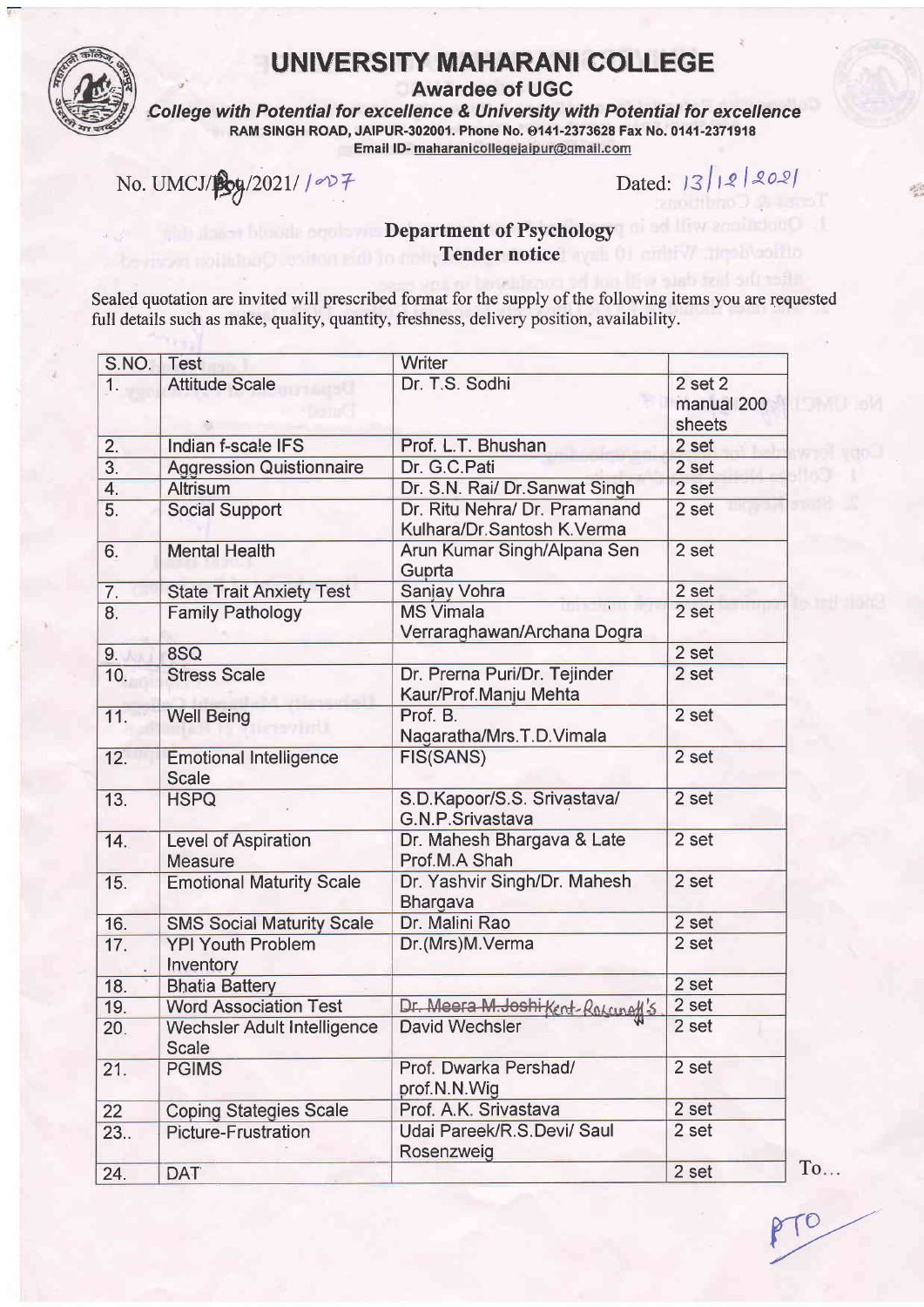# UNIVERSITY MAHARANI COLLEGE

**Awardee of UGC**

*College with Potential for excellence & University with Potential for excellence*

**RAM SINGH ROAD, JAIPUR-302001. Phone No. 0141-2373628 Fax No. 0141-2371918**

**Email ID- maharanicollegejaipur@gmail.com**

No. UMCJ/Psy/2021/ 1007 Dated: 13/12/2021

## Department of Psychology
## Tender notice

Sealed quotation are invited will prescribed format for the supply of the following items you are requested full details such as make, quality, quantity, freshness, delivery position, availability.

| S.NO. | Test | Writer | |
|---|---|---|---|
| 1. | Attitude Scale | Dr. T.S. Sodhi | 2 set 2 manual 200 sheets |
| 2. | Indian f-scale IFS | Prof. L.T. Bhushan | 2 set |
| 3. | Aggression Quistionnaire | Dr. G.C.Pati | 2 set |
| 4. | Altrisum | Dr. S.N. Rai/ Dr.Sanwat Singh | 2 set |
| 5. | Social Support | Dr. Ritu Nehra/ Dr. Pramanand Kulhara/Dr.Santosh K.Verma | 2 set |
| 6. | Mental Health | Arun Kumar Singh/Alpana Sen Guprta | 2 set |
| 7. | State Trait Anxiety Test | Sanjay Vohra | 2 set |
| 8. | Family Pathology | MS Vimala Verraraghawan/Archana Dogra | 2 set |
| 9. | 8SQ | | 2 set |
| 10. | Stress Scale | Dr. Prerna Puri/Dr. Tejinder Kaur/Prof.Manju Mehta | 2 set |
| 11. | Well Being | Prof. B. Nagaratha/Mrs.T.D.Vimala | 2 set |
| 12. | Emotional Intelligence Scale | FIS(SANS) | 2 set |
| 13. | HSPQ | S.D.Kapoor/S.S. Srivastava/ G.N.P.Srivastava | 2 set |
| 14. | Level of Aspiration Measure | Dr. Mahesh Bhargava & Late Prof.M.A Shah | 2 set |
| 15. | Emotional Maturity Scale | Dr. Yashvir Singh/Dr. Mahesh Bhargava | 2 set |
| 16. | SMS Social Maturity Scale | Dr. Malini Rao | 2 set |
| 17. | YPI Youth Problem Inventory | Dr.(Mrs)M.Verma | 2 set |
| 18. | Bhatia Battery | | 2 set |
| 19. | Word Association Test | ~~Dr. Meera M.Joshi~~ Kent-Rosanoff's | 2 set |
| 20. | Wechsler Adult Intelligence Scale | David Wechsler | 2 set |
| 21. | PGIMS | Prof. Dwarka Pershad/ prof.N.N.Wig | 2 set |
| 22 | Coping Stategies Scale | Prof. A.K. Srivastava | 2 set |
| 23.. | Picture-Frustration | Udai Pareek/R.S.Devi/ Saul Rosenzweig | 2 set |
| 24. | DAT | | 2 set |

To...

PTO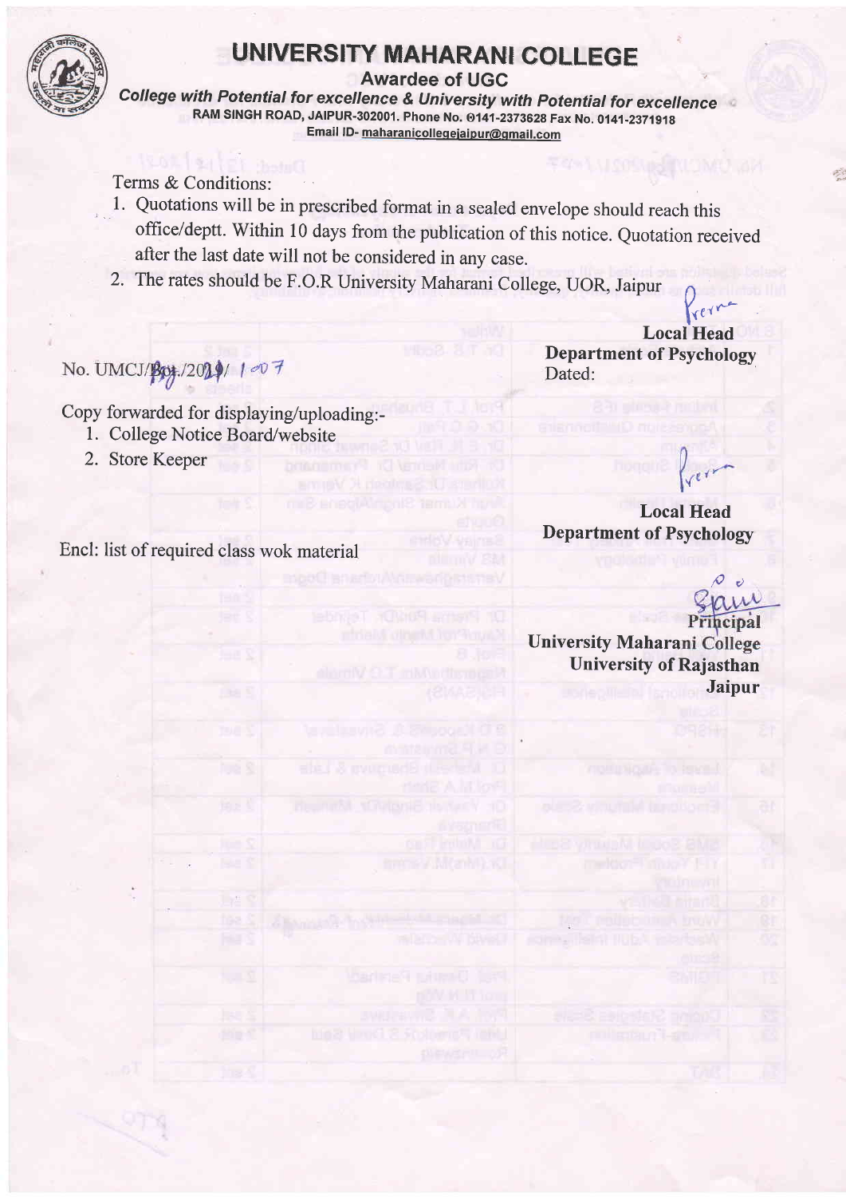# UNIVERSITY MAHARANI COLLEGE

**Awardee of UGC**

***College with Potential for excellence & University with Potential for excellence***

**RAM SINGH ROAD, JAIPUR-302001. Phone No. 0141-2373628 Fax No. 0141-2371918**

**Email ID- maharanicollegejaipur@gmail.com**

Terms & Conditions:

1. Quotations will be in prescribed format in a sealed envelope should reach this office/deptt. Within 10 days from the publication of this notice. Quotation received after the last date will not be considered in any case.
2. The rates should be F.O.R University Maharani College, UOR, Jaipur

**Local Head**
**Department of Psychology**

No. UMCJ/Psy./2021/ 1007

Dated:

Copy forwarded for displaying/uploading:-

1. College Notice Board/website
2. Store Keeper

**Local Head**
**Department of Psychology**

Encl: list of required class wok material

**Principal**
**University Maharani College**
**University of Rajasthan**
**Jaipur**